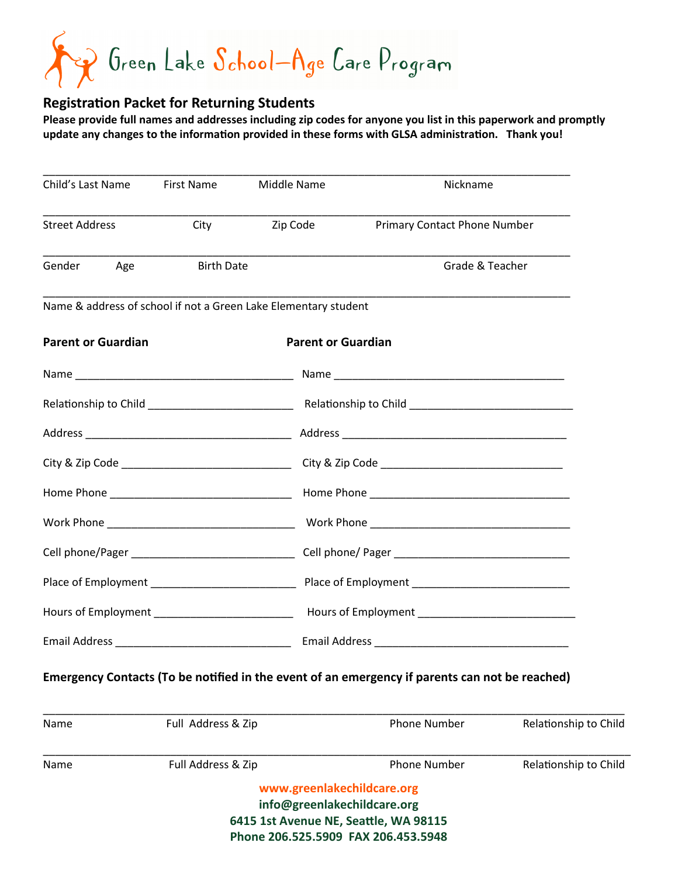# Green Lake School-Age Care Program

## Registration Packet for Returning Students

**Please provide full names and addresses including zip codes for anyone you list in this paperwork and promptly update any changes to the information provided in these forms with GLSA administration. Thank you!**

_______________________________________________________________________________

Child's Last Name First Name Middle Name Nickname

_______________________________________________________________________________

Street Address City Zip Code Primary Contact Phone Number

_______________________________________________________________________________

Gender Age Birth Date Grade & Teacher

_______________________________________________________________________________

Name & address of school if not a Green Lake Elementary student

| **Parent or Guardian** | **Parent or Guardian** |
|---|---|
| Name ______________________ | Name ______________________ |
| Relationship to Child ______________ | Relationship to Child ______________ |
| Address ______________________ | Address ______________________ |
| City & Zip Code ________________ | City & Zip Code ________________ |
| Home Phone ___________________ | Home Phone ___________________ |
| Work Phone ___________________ | Work Phone ___________________ |
| Cell phone/Pager _______________ | Cell phone/ Pager _______________ |
| Place of Employment _____________ | Place of Employment _____________ |
| Hours of Employment _____________ | Hours of Employment _____________ |
| Email Address _________________ | Email Address _________________ |

**Emergency Contacts (To be notified in the event of an emergency if parents can not be reached)**

_______________________________________________________________________________

Name Full Address & Zip Phone Number Relationship to Child

_______________________________________________________________________________

Name Full Address & Zip Phone Number Relationship to Child

**www.greenlakechildcare.org**
**info@greenlakechildcare.org**
**6415 1st Avenue NE, Seattle, WA 98115**
**Phone 206.525.5909 FAX 206.453.5948**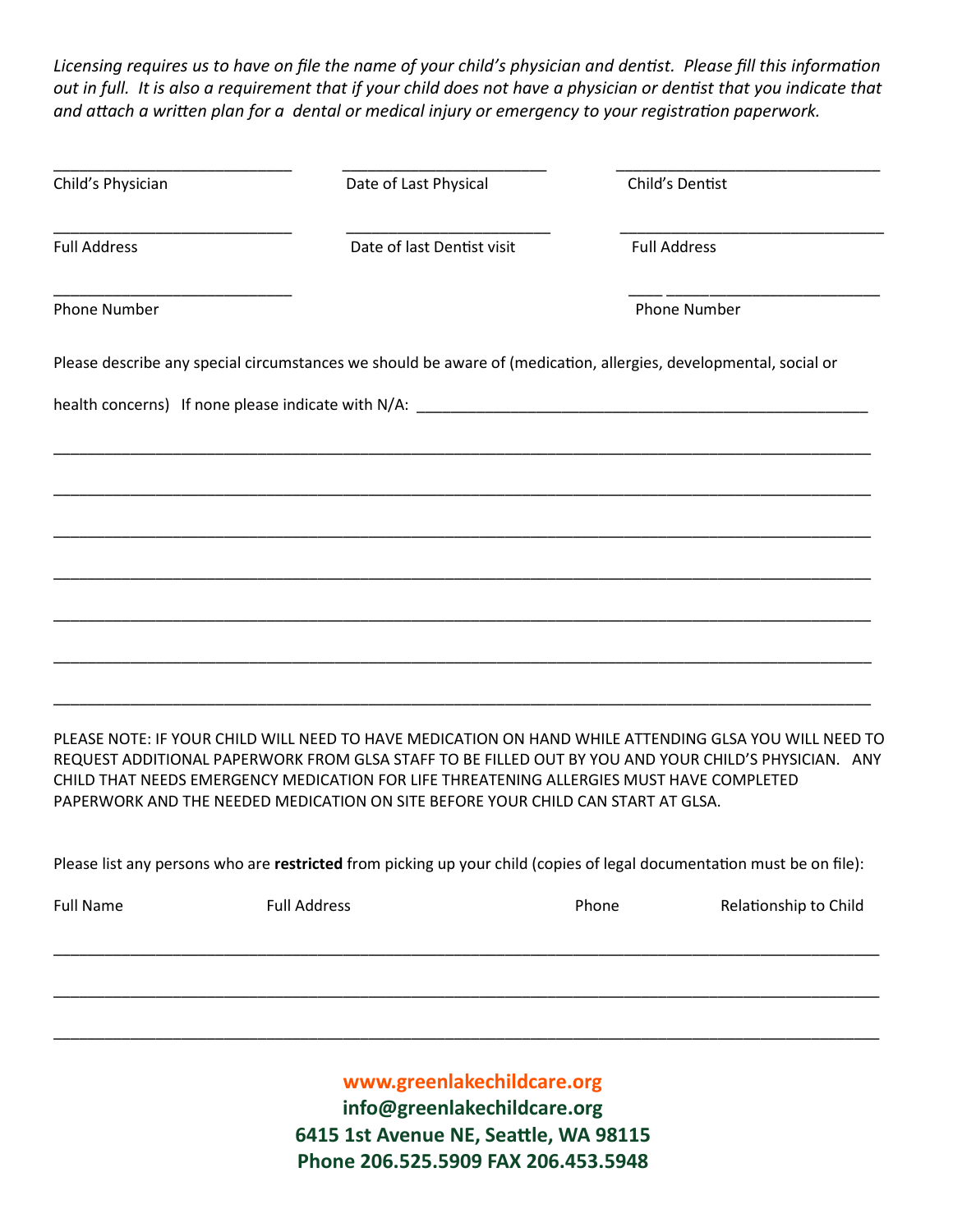*Licensing requires us to have on file the name of your child's physician and dentist. Please fill this information out in full. It is also a requirement that if your child does not have a physician or dentist that you indicate that and attach a written plan for a dental or medical injury or emergency to your registration paperwork.*

| ____________________________ | ________________________ | ______________________________ |
|---|---|---|
| Child's Physician | Date of Last Physical | Child's Dentist |
| ____________________________ | ________________________ | ______________________________ |
| Full Address | Date of last Dentist visit | Full Address |
| ____________________________ | | ____ _________________________ |
| Phone Number | | Phone Number |

Please describe any special circumstances we should be aware of (medication, allergies, developmental, social or health concerns) If none please indicate with N/A: ______________________________________________________

_____________________________________________________________________________________________

_____________________________________________________________________________________________

_____________________________________________________________________________________________

_____________________________________________________________________________________________

_____________________________________________________________________________________________

_____________________________________________________________________________________________

_____________________________________________________________________________________________

PLEASE NOTE: IF YOUR CHILD WILL NEED TO HAVE MEDICATION ON HAND WHILE ATTENDING GLSA YOU WILL NEED TO REQUEST ADDITIONAL PAPERWORK FROM GLSA STAFF TO BE FILLED OUT BY YOU AND YOUR CHILD'S PHYSICIAN. ANY CHILD THAT NEEDS EMERGENCY MEDICATION FOR LIFE THREATENING ALLERGIES MUST HAVE COMPLETED PAPERWORK AND THE NEEDED MEDICATION ON SITE BEFORE YOUR CHILD CAN START AT GLSA.

Please list any persons who are **restricted** from picking up your child (copies of legal documentation must be on file):

| Full Name | Full Address | Phone | Relationship to Child |
|---|---|---|---|
| | | | |
| | | | |
| | | | |

**www.greenlakechildcare.org**
**info@greenlakechildcare.org**
**6415 1st Avenue NE, Seattle, WA 98115**
**Phone 206.525.5909 FAX 206.453.5948**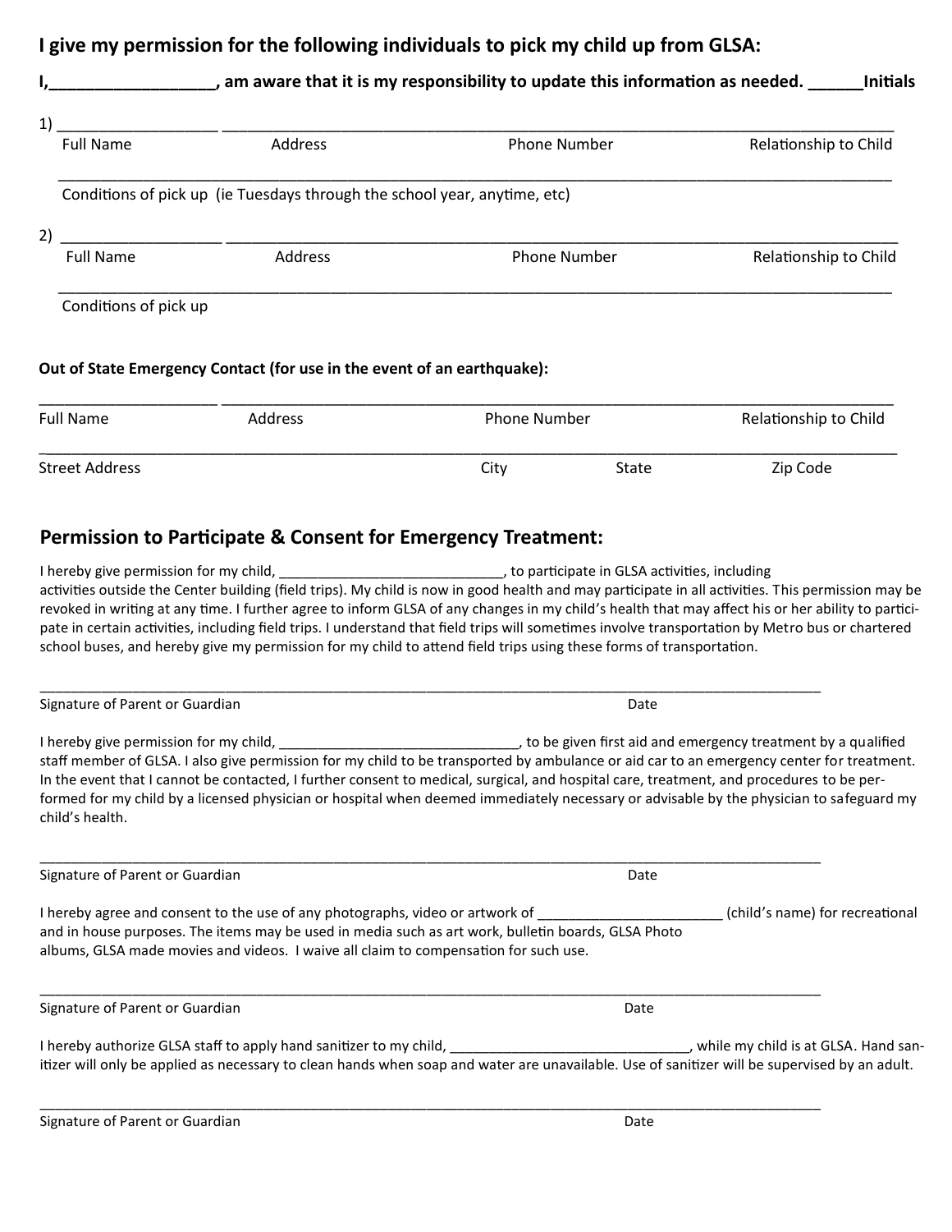## I give my permission for the following individuals to pick my child up from GLSA:

**I,__________________, am aware that it is my responsibility to update this information as needed. ______Initials**

1) __________________ ________________________________________________________________________________

Full Name Address Phone Number Relationship to Child

________________________________________________________________________________________________

Conditions of pick up (ie Tuesdays through the school year, anytime, etc)

2) __________________ ________________________________________________________________________________

Full Name Address Phone Number Relationship to Child

________________________________________________________________________________________________

Conditions of pick up

**Out of State Emergency Contact (for use in the event of an earthquake):**

____________________ __________________________________________________________________________________

Full Name Address Phone Number Relationship to Child

__________________________________________________________________________________________________

Street Address City State Zip Code

## Permission to Participate & Consent for Emergency Treatment:

I hereby give permission for my child, _____________________________, to participate in GLSA activities, including activities outside the Center building (field trips). My child is now in good health and may participate in all activities. This permission may be revoked in writing at any time. I further agree to inform GLSA of any changes in my child's health that may affect his or her ability to participate in certain activities, including field trips. I understand that field trips will sometimes involve transportation by Metro bus or chartered school buses, and hereby give my permission for my child to attend field trips using these forms of transportation.

_____________________________________________________________________________________________

Signature of Parent or Guardian Date

I hereby give permission for my child, _______________________________, to be given first aid and emergency treatment by a qualified staff member of GLSA. I also give permission for my child to be transported by ambulance or aid car to an emergency center for treatment. In the event that I cannot be contacted, I further consent to medical, surgical, and hospital care, treatment, and procedures to be performed for my child by a licensed physician or hospital when deemed immediately necessary or advisable by the physician to safeguard my child's health.

_____________________________________________________________________________________________

Signature of Parent or Guardian Date

I hereby agree and consent to the use of any photographs, video or artwork of _______________________ (child's name) for recreational and in house purposes. The items may be used in media such as art work, bulletin boards, GLSA Photo albums, GLSA made movies and videos. I waive all claim to compensation for such use.

_____________________________________________________________________________________________

Signature of Parent or Guardian Date

I hereby authorize GLSA staff to apply hand sanitizer to my child, _______________________________, while my child is at GLSA. Hand sanitizer will only be applied as necessary to clean hands when soap and water are unavailable. Use of sanitizer will be supervised by an adult.

_____________________________________________________________________________________________

Signature of Parent or Guardian Date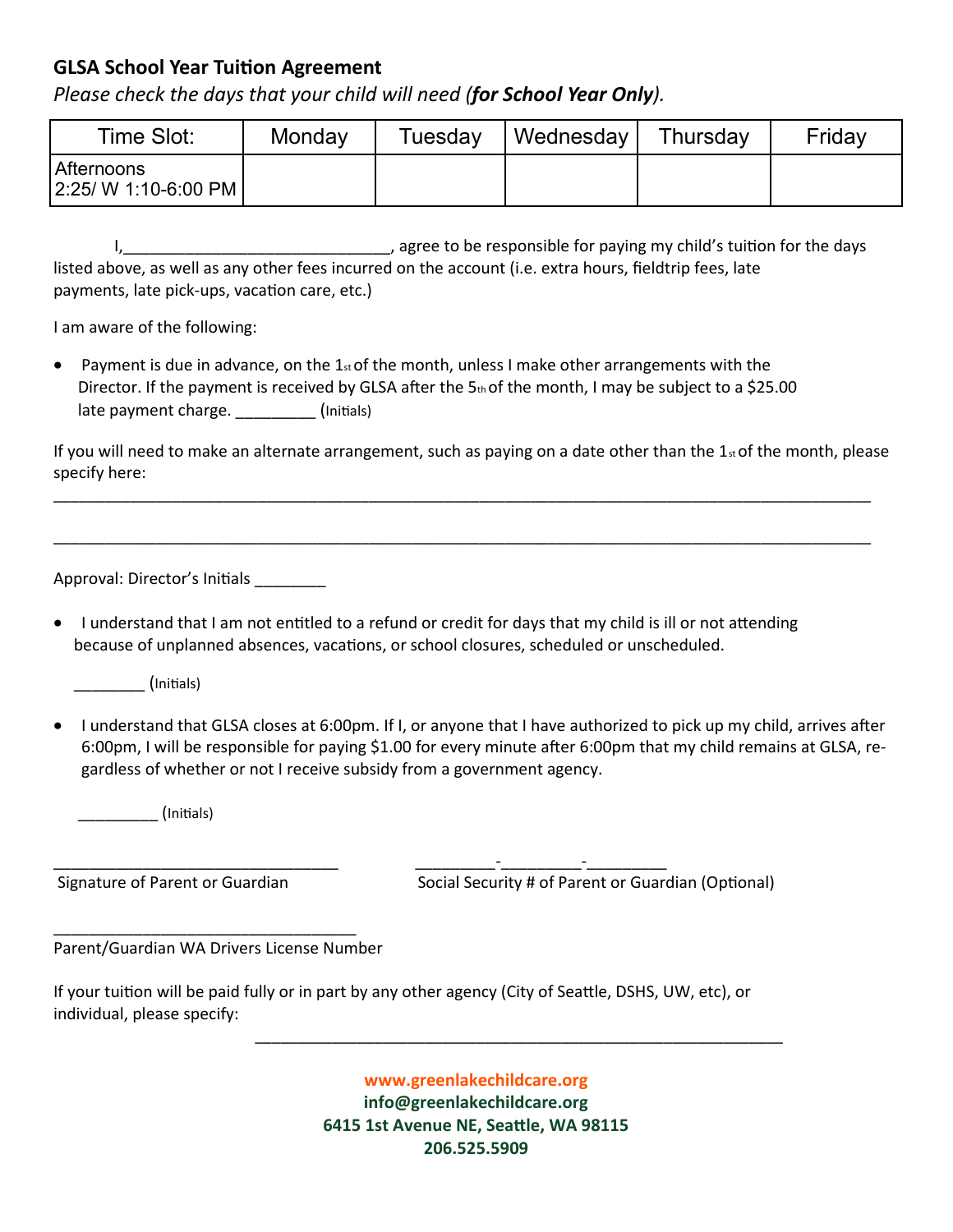## GLSA School Year Tuition Agreement

*Please check the days that your child will need (**for School Year Only**).*

| Time Slot: | Monday | Tuesday | Wednesday | Thursday | Friday |
|---|---|---|---|---|---|
| Afternoons 2:25/ W 1:10-6:00 PM | | | | | |

I,______________________________, agree to be responsible for paying my child's tuition for the days listed above, as well as any other fees incurred on the account (i.e. extra hours, fieldtrip fees, late payments, late pick-ups, vacation care, etc.)

I am aware of the following:

- Payment is due in advance, on the 1st of the month, unless I make other arrangements with the Director. If the payment is received by GLSA after the 5th of the month, I may be subject to a $25.00 late payment charge. _________ (Initials)

If you will need to make an alternate arrangement, such as paying on a date other than the 1st of the month, please specify here:

_____________________________________________________________________________________________

_____________________________________________________________________________________________

Approval: Director's Initials ________

- I understand that I am not entitled to a refund or credit for days that my child is ill or not attending because of unplanned absences, vacations, or school closures, scheduled or unscheduled.

  ________ (Initials)

- I understand that GLSA closes at 6:00pm. If I, or anyone that I have authorized to pick up my child, arrives after 6:00pm, I will be responsible for paying $1.00 for every minute after 6:00pm that my child remains at GLSA, regardless of whether or not I receive subsidy from a government agency.

  _________ (Initials)

________________________________ &nbsp;&nbsp;&nbsp;&nbsp; _________-_________-_________
Signature of Parent or Guardian &nbsp;&nbsp;&nbsp;&nbsp; Social Security # of Parent or Guardian (Optional)

__________________________________
Parent/Guardian WA Drivers License Number

If your tuition will be paid fully or in part by any other agency (City of Seattle, DSHS, UW, etc), or individual, please specify:

____________________________________________________________

**www.greenlakechildcare.org**
**info@greenlakechildcare.org**
**6415 1st Avenue NE, Seattle, WA 98115**
**206.525.5909**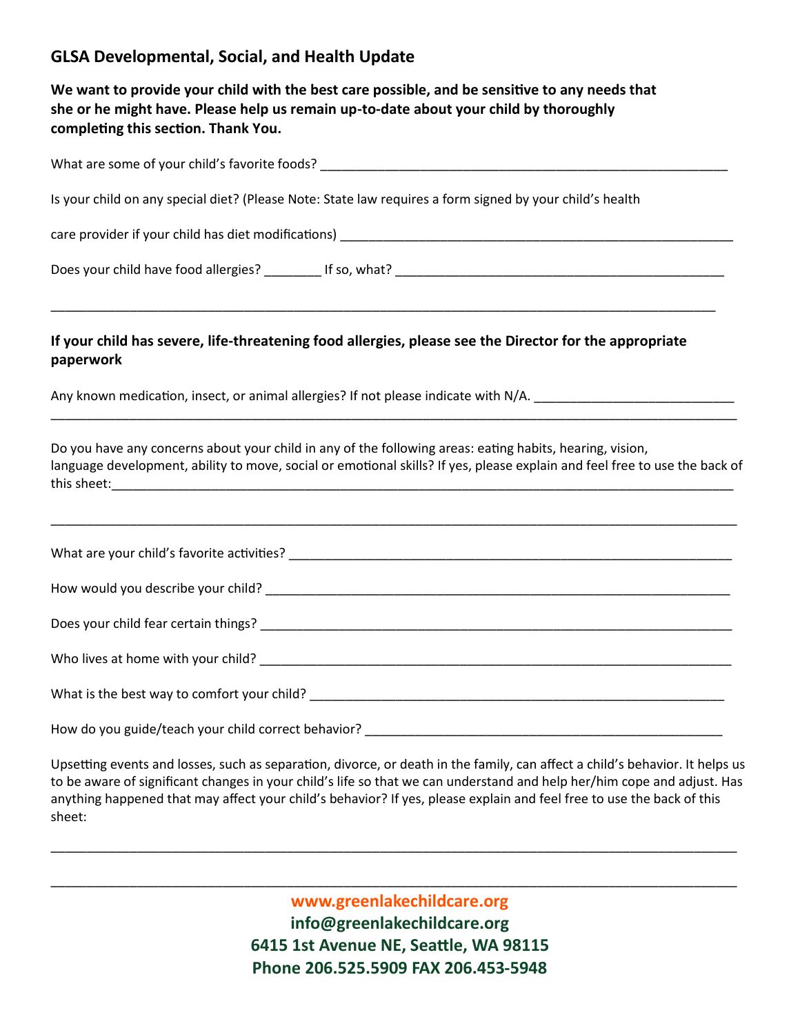## GLSA Developmental, Social, and Health Update

**We want to provide your child with the best care possible, and be sensitive to any needs that she or he might have. Please help us remain up-to-date about your child by thoroughly completing this section. Thank You.**

What are some of your child's favorite foods? ___________________________________________________________

Is your child on any special diet? (Please Note: State law requires a form signed by your child's health

care provider if your child has diet modifications) _________________________________________________________

Does your child have food allergies? ________ If so, what? ______________________________________________

_____________________________________________________________________________________________

**If your child has severe, life-threatening food allergies, please see the Director for the appropriate paperwork**

Any known medication, insect, or animal allergies? If not please indicate with N/A. ___________________________

_____________________________________________________________________________________________

Do you have any concerns about your child in any of the following areas: eating habits, hearing, vision, language development, ability to move, social or emotional skills? If yes, please explain and feel free to use the back of this sheet:_________________________________________________________________________________________

_____________________________________________________________________________________________

What are your child's favorite activities? ______________________________________________________________

How would you describe your child? _________________________________________________________________

Does your child fear certain things? __________________________________________________________________

Who lives at home with your child? __________________________________________________________________

What is the best way to comfort your child? ____________________________________________________________

How do you guide/teach your child correct behavior? ____________________________________________________

Upsetting events and losses, such as separation, divorce, or death in the family, can affect a child's behavior. It helps us to be aware of significant changes in your child's life so that we can understand and help her/him cope and adjust. Has anything happened that may affect your child's behavior? If yes, please explain and feel free to use the back of this sheet:

_____________________________________________________________________________________________

_____________________________________________________________________________________________

**www.greenlakechildcare.org**
**info@greenlakechildcare.org**
**6415 1st Avenue NE, Seattle, WA 98115**
**Phone 206.525.5909 FAX 206.453-5948**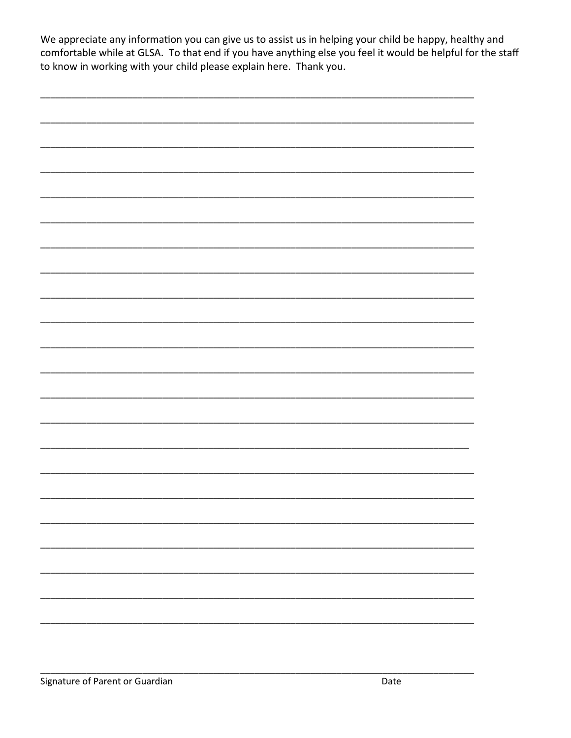We appreciate any information you can give us to assist us in helping your child be happy, healthy and comfortable while at GLSA. To that end if you have anything else you feel it would be helpful for the staff to know in working with your child please explain here. Thank you.

______________________________________________________________________________

______________________________________________________________________________

______________________________________________________________________________

______________________________________________________________________________

______________________________________________________________________________

______________________________________________________________________________

______________________________________________________________________________

______________________________________________________________________________

______________________________________________________________________________

______________________________________________________________________________

______________________________________________________________________________

______________________________________________________________________________

______________________________________________________________________________

______________________________________________________________________________

______________________________________________________________________________

______________________________________________________________________________

______________________________________________________________________________

______________________________________________________________________________

______________________________________________________________________________

______________________________________________________________________________

______________________________________________________________________________

______________________________________________________________________________

______________________________________________________________________________

Signature of Parent or Guardian Date